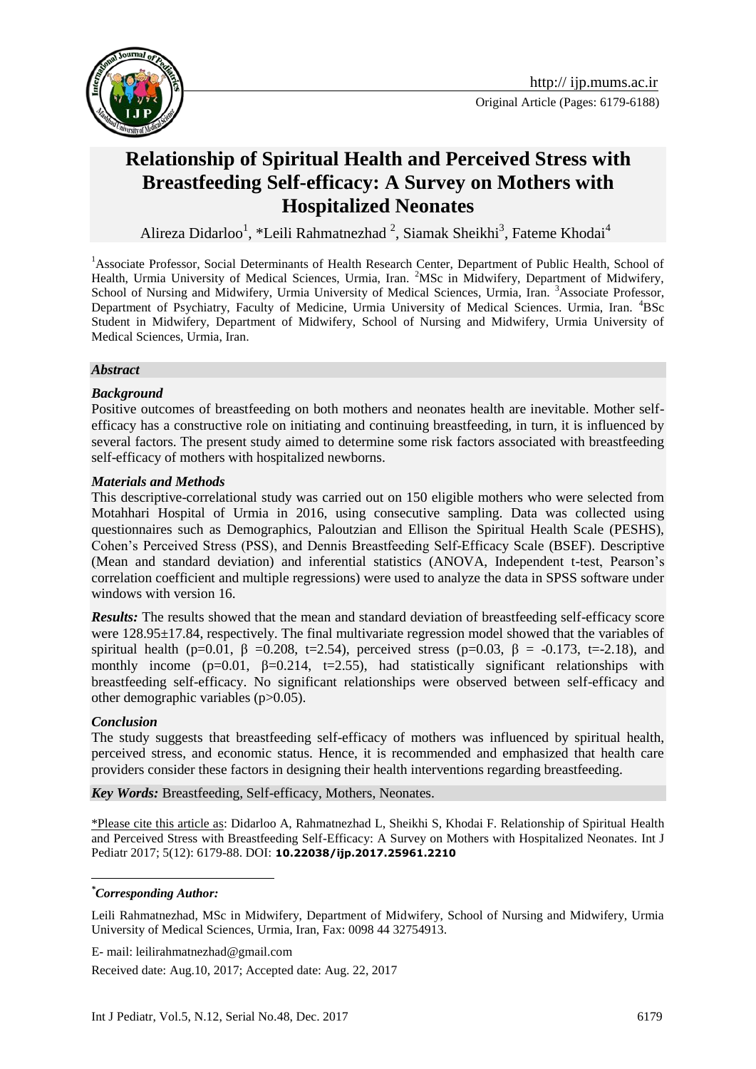Original Article (Pages: 6179-6188)

# Relationship of Spiritual Health and Perceived Stress with Breastfeeding Self-efficacy: A Survey on Mothers with Hospitalized Neonates

Alireza Didarloo[1], *Leili Rahmatnezhad [2], Siamak Sheikhi[3], Fateme Khodai[4]

[1]Associate Professor, Social Determinants of Health Research Center, Department of Public Health, School of Health, Urmia University of Medical Sciences, Urmia, Iran. [2]MSc in Midwifery, Department of Midwifery, School of Nursing and Midwifery, Urmia University of Medical Sciences, Urmia, Iran. [3]Associate Professor, Department of Psychiatry, Faculty of Medicine, Urmia University of Medical Sciences. Urmia, Iran. [4]BSc Student in Midwifery, Department of Midwifery, School of Nursing and Midwifery, Urmia University of Medical Sciences, Urmia, Iran.

## *Abstract*

### *Background*

Positive outcomes of breastfeeding on both mothers and neonates health are inevitable. Mother self-efficacy has a constructive role on initiating and continuing breastfeeding, in turn, it is influenced by several factors. The present study aimed to determine some risk factors associated with breastfeeding self-efficacy of mothers with hospitalized newborns.

### *Materials and Methods*

This descriptive-correlational study was carried out on 150 eligible mothers who were selected from Motahhari Hospital of Urmia in 2016, using consecutive sampling. Data was collected using questionnaires such as Demographics, Paloutzian and Ellison the Spiritual Health Scale (PESHS), Cohen's Perceived Stress (PSS), and Dennis Breastfeeding Self-Efficacy Scale (BSEF). Descriptive (Mean and standard deviation) and inferential statistics (ANOVA, Independent t-test, Pearson's correlation coefficient and multiple regressions) were used to analyze the data in SPSS software under windows with version 16.

***Results:*** The results showed that the mean and standard deviation of breastfeeding self-efficacy score were 128.95±17.84, respectively. The final multivariate regression model showed that the variables of spiritual health (p=0.01, β =0.208, t=2.54), perceived stress (p=0.03, β = -0.173, t=-2.18), and monthly income (p=0.01, β=0.214, t=2.55), had statistically significant relationships with breastfeeding self-efficacy. No significant relationships were observed between self-efficacy and other demographic variables (p>0.05).

### *Conclusion*

The study suggests that breastfeeding self-efficacy of mothers was influenced by spiritual health, perceived stress, and economic status. Hence, it is recommended and emphasized that health care providers consider these factors in designing their health interventions regarding breastfeeding.

*Key Words:* Breastfeeding, Self-efficacy, Mothers, Neonates.

\*Please cite this article as: Didarloo A, Rahmatnezhad L, Sheikhi S, Khodai F. Relationship of Spiritual Health and Perceived Stress with Breastfeeding Self-Efficacy: A Survey on Mothers with Hospitalized Neonates. Int J Pediatr 2017; 5(12): 6179-88. DOI: **10.22038/ijp.2017.25961.2210**

\****Corresponding Author:***

Leili Rahmatnezhad, MSc in Midwifery, Department of Midwifery, School of Nursing and Midwifery, Urmia University of Medical Sciences, Urmia, Iran, Fax: 0098 44 32754913.

E- mail: leilirahmatnezhad@gmail.com

Received date: Aug.10, 2017; Accepted date: Aug. 22, 2017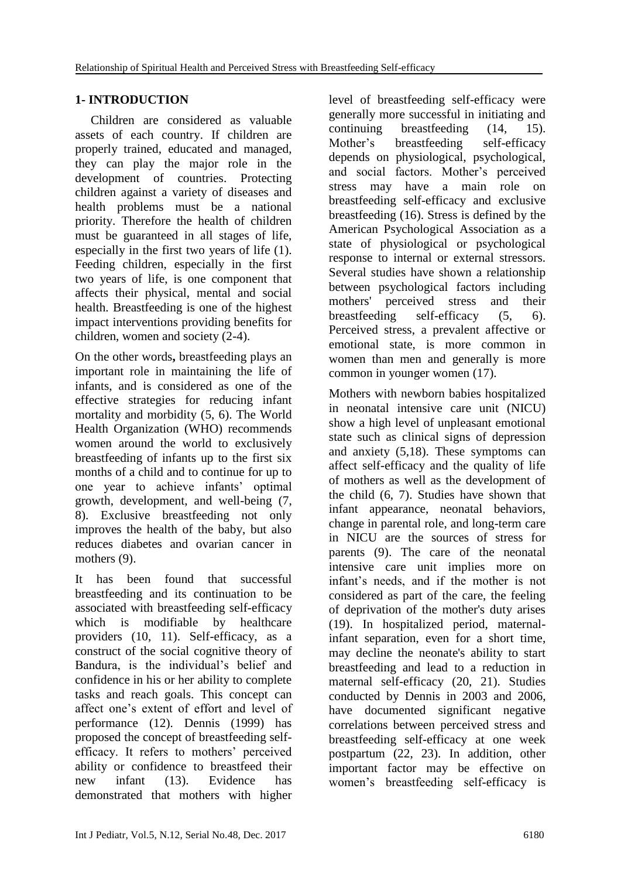## 1- INTRODUCTION

Children are considered as valuable assets of each country. If children are properly trained, educated and managed, they can play the major role in the development of countries. Protecting children against a variety of diseases and health problems must be a national priority. Therefore the health of children must be guaranteed in all stages of life, especially in the first two years of life (1). Feeding children, especially in the first two years of life, is one component that affects their physical, mental and social health. Breastfeeding is one of the highest impact interventions providing benefits for children, women and society (2-4).

On the other words**,** breastfeeding plays an important role in maintaining the life of infants, and is considered as one of the effective strategies for reducing infant mortality and morbidity (5, 6). The World Health Organization (WHO) recommends women around the world to exclusively breastfeeding of infants up to the first six months of a child and to continue for up to one year to achieve infants' optimal growth, development, and well-being (7, 8). Exclusive breastfeeding not only improves the health of the baby, but also reduces diabetes and ovarian cancer in mothers (9).

It has been found that successful breastfeeding and its continuation to be associated with breastfeeding self-efficacy which is modifiable by healthcare providers (10, 11). Self-efficacy, as a construct of the social cognitive theory of Bandura, is the individual's belief and confidence in his or her ability to complete tasks and reach goals. This concept can affect one's extent of effort and level of performance (12). Dennis (1999) has proposed the concept of breastfeeding self-efficacy. It refers to mothers' perceived ability or confidence to breastfeed their new infant (13). Evidence has demonstrated that mothers with higher level of breastfeeding self-efficacy were generally more successful in initiating and continuing breastfeeding (14, 15). Mother's breastfeeding self-efficacy depends on physiological, psychological, and social factors. Mother's perceived stress may have a main role on breastfeeding self-efficacy and exclusive breastfeeding (16). Stress is defined by the American Psychological Association as a state of physiological or psychological response to internal or external stressors. Several studies have shown a relationship between psychological factors including mothers' perceived stress and their breastfeeding self-efficacy (5, 6). Perceived stress, a prevalent affective or emotional state, is more common in women than men and generally is more common in younger women (17).

Mothers with newborn babies hospitalized in neonatal intensive care unit (NICU) show a high level of unpleasant emotional state such as clinical signs of depression and anxiety (5,18). These symptoms can affect self-efficacy and the quality of life of mothers as well as the development of the child (6, 7). Studies have shown that infant appearance, neonatal behaviors, change in parental role, and long-term care in NICU are the sources of stress for parents (9). The care of the neonatal intensive care unit implies more on infant's needs, and if the mother is not considered as part of the care, the feeling of deprivation of the mother's duty arises (19). In hospitalized period, maternal-infant separation, even for a short time, may decline the neonate's ability to start breastfeeding and lead to a reduction in maternal self-efficacy (20, 21). Studies conducted by Dennis in 2003 and 2006, have documented significant negative correlations between perceived stress and breastfeeding self-efficacy at one week postpartum (22, 23). In addition, other important factor may be effective on women's breastfeeding self-efficacy is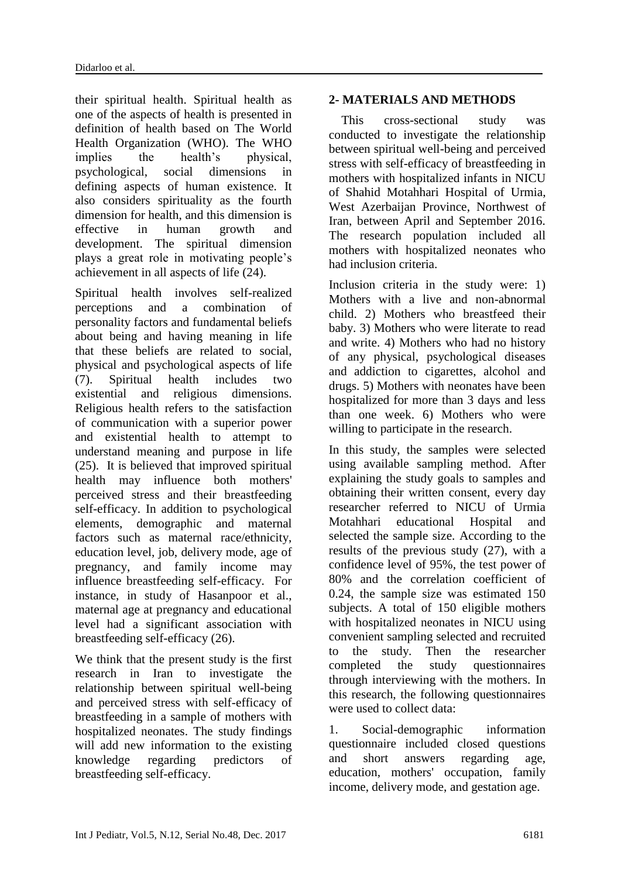their spiritual health. Spiritual health as one of the aspects of health is presented in definition of health based on The World Health Organization (WHO). The WHO implies the health's physical, psychological, social dimensions in defining aspects of human existence. It also considers spirituality as the fourth dimension for health, and this dimension is effective in human growth and development. The spiritual dimension plays a great role in motivating people's achievement in all aspects of life (24).

Spiritual health involves self-realized perceptions and a combination of personality factors and fundamental beliefs about being and having meaning in life that these beliefs are related to social, physical and psychological aspects of life (7). Spiritual health includes two existential and religious dimensions. Religious health refers to the satisfaction of communication with a superior power and existential health to attempt to understand meaning and purpose in life (25). It is believed that improved spiritual health may influence both mothers' perceived stress and their breastfeeding self-efficacy. In addition to psychological elements, demographic and maternal factors such as maternal race/ethnicity, education level, job, delivery mode, age of pregnancy, and family income may influence breastfeeding self-efficacy. For instance, in study of Hasanpoor et al., maternal age at pregnancy and educational level had a significant association with breastfeeding self-efficacy (26).

We think that the present study is the first research in Iran to investigate the relationship between spiritual well-being and perceived stress with self-efficacy of breastfeeding in a sample of mothers with hospitalized neonates. The study findings will add new information to the existing knowledge regarding predictors of breastfeeding self-efficacy.

## 2- MATERIALS AND METHODS

This cross-sectional study was conducted to investigate the relationship between spiritual well-being and perceived stress with self-efficacy of breastfeeding in mothers with hospitalized infants in NICU of Shahid Motahhari Hospital of Urmia, West Azerbaijan Province, Northwest of Iran, between April and September 2016. The research population included all mothers with hospitalized neonates who had inclusion criteria.

Inclusion criteria in the study were: 1) Mothers with a live and non-abnormal child. 2) Mothers who breastfeed their baby. 3) Mothers who were literate to read and write. 4) Mothers who had no history of any physical, psychological diseases and addiction to cigarettes, alcohol and drugs. 5) Mothers with neonates have been hospitalized for more than 3 days and less than one week. 6) Mothers who were willing to participate in the research.

In this study, the samples were selected using available sampling method. After explaining the study goals to samples and obtaining their written consent, every day researcher referred to NICU of Urmia Motahhari educational Hospital and selected the sample size. According to the results of the previous study (27), with a confidence level of 95%, the test power of 80% and the correlation coefficient of 0.24, the sample size was estimated 150 subjects. A total of 150 eligible mothers with hospitalized neonates in NICU using convenient sampling selected and recruited to the study. Then the researcher completed the study questionnaires through interviewing with the mothers. In this research, the following questionnaires were used to collect data:

1. Social-demographic information questionnaire included closed questions and short answers regarding age, education, mothers' occupation, family income, delivery mode, and gestation age.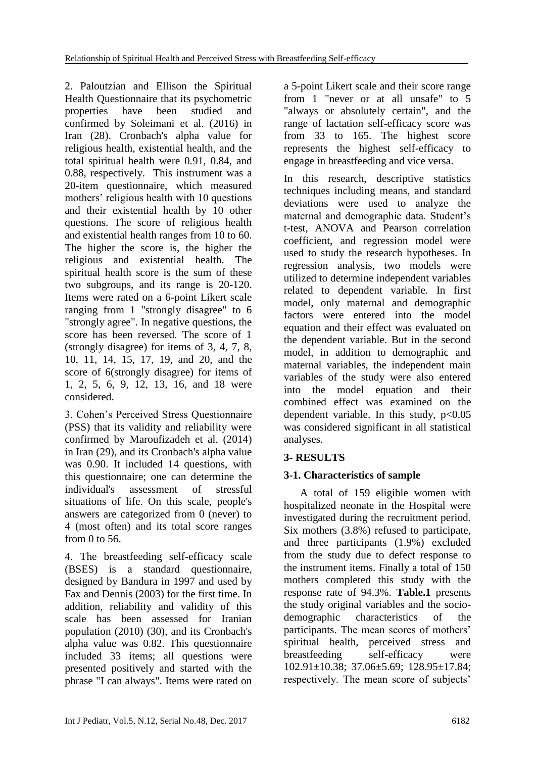2. Paloutzian and Ellison the Spiritual Health Questionnaire that its psychometric properties have been studied and confirmed by Soleimani et al. (2016) in Iran (28). Cronbach's alpha value for religious health, existential health, and the total spiritual health were 0.91, 0.84, and 0.88, respectively. This instrument was a 20-item questionnaire, which measured mothers' religious health with 10 questions and their existential health by 10 other questions. The score of religious health and existential health ranges from 10 to 60. The higher the score is, the higher the religious and existential health. The spiritual health score is the sum of these two subgroups, and its range is 20-120. Items were rated on a 6-point Likert scale ranging from 1 "strongly disagree" to 6 "strongly agree". In negative questions, the score has been reversed. The score of 1 (strongly disagree) for items of 3, 4, 7, 8, 10, 11, 14, 15, 17, 19, and 20, and the score of 6(strongly disagree) for items of 1, 2, 5, 6, 9, 12, 13, 16, and 18 were considered.

3. Cohen's Perceived Stress Questionnaire (PSS) that its validity and reliability were confirmed by Maroufizadeh et al. (2014) in Iran (29), and its Cronbach's alpha value was 0.90. It included 14 questions, with this questionnaire; one can determine the individual's assessment of stressful situations of life. On this scale, people's answers are categorized from 0 (never) to 4 (most often) and its total score ranges from 0 to 56.

4. The breastfeeding self-efficacy scale (BSES) is a standard questionnaire, designed by Bandura in 1997 and used by Fax and Dennis (2003) for the first time. In addition, reliability and validity of this scale has been assessed for Iranian population (2010) (30), and its Cronbach's alpha value was 0.82. This questionnaire included 33 items; all questions were presented positively and started with the phrase "I can always". Items were rated on a 5-point Likert scale and their score range from 1 "never or at all unsafe" to 5 "always or absolutely certain", and the range of lactation self-efficacy score was from 33 to 165. The highest score represents the highest self-efficacy to engage in breastfeeding and vice versa.

In this research, descriptive statistics techniques including means, and standard deviations were used to analyze the maternal and demographic data. Student's t-test, ANOVA and Pearson correlation coefficient, and regression model were used to study the research hypotheses. In regression analysis, two models were utilized to determine independent variables related to dependent variable. In first model, only maternal and demographic factors were entered into the model equation and their effect was evaluated on the dependent variable. But in the second model, in addition to demographic and maternal variables, the independent main variables of the study were also entered into the model equation and their combined effect was examined on the dependent variable. In this study, $p<0.05$ was considered significant in all statistical analyses.

## 3- RESULTS

### 3-1. Characteristics of sample

A total of 159 eligible women with hospitalized neonate in the Hospital were investigated during the recruitment period. Six mothers (3.8%) refused to participate, and three participants (1.9%) excluded from the study due to defect response to the instrument items. Finally a total of 150 mothers completed this study with the response rate of 94.3%. **Table.1** presents the study original variables and the socio-demographic characteristics of the participants. The mean scores of mothers' spiritual health, perceived stress and breastfeeding self-efficacy were 102.91±10.38; 37.06±5.69; 128.95±17.84; respectively. The mean score of subjects'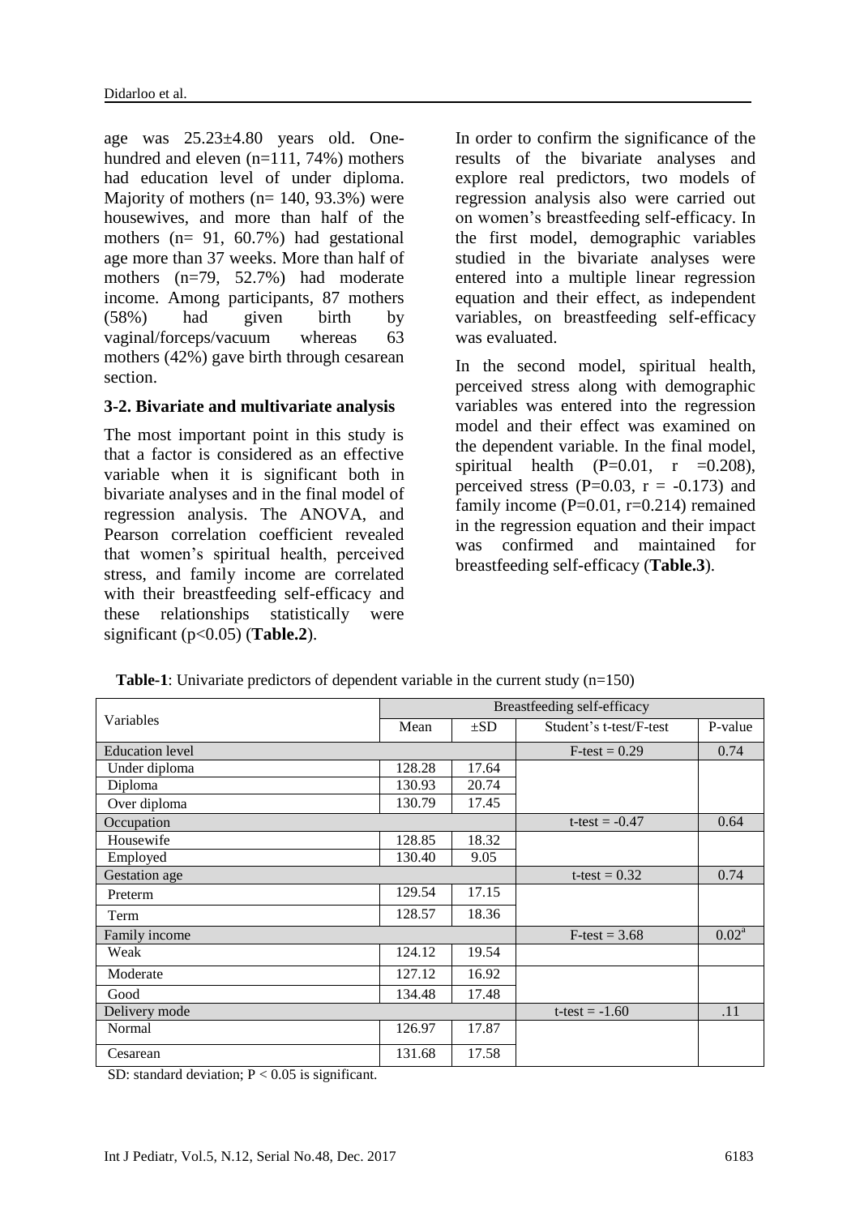age was 25.23±4.80 years old. One-hundred and eleven (n=111, 74%) mothers had education level of under diploma. Majority of mothers (n= 140, 93.3%) were housewives, and more than half of the mothers (n= 91, 60.7%) had gestational age more than 37 weeks. More than half of mothers (n=79, 52.7%) had moderate income. Among participants, 87 mothers (58%) had given birth by vaginal/forceps/vacuum whereas 63 mothers (42%) gave birth through cesarean section.

### 3-2. Bivariate and multivariate analysis

The most important point in this study is that a factor is considered as an effective variable when it is significant both in bivariate analyses and in the final model of regression analysis. The ANOVA, and Pearson correlation coefficient revealed that women's spiritual health, perceived stress, and family income are correlated with their breastfeeding self-efficacy and these relationships statistically were significant (p<0.05) (**Table.2**).

In order to confirm the significance of the results of the bivariate analyses and explore real predictors, two models of regression analysis also were carried out on women's breastfeeding self-efficacy. In the first model, demographic variables studied in the bivariate analyses were entered into a multiple linear regression equation and their effect, as independent variables, on breastfeeding self-efficacy was evaluated.

In the second model, spiritual health, perceived stress along with demographic variables was entered into the regression model and their effect was examined on the dependent variable. In the final model, spiritual health (P=0.01, r =0.208), perceived stress (P=0.03, r = -0.173) and family income (P=0.01, r=0.214) remained in the regression equation and their impact was confirmed and maintained for breastfeeding self-efficacy (**Table.3**).

**Table-1**: Univariate predictors of dependent variable in the current study (n=150)

| Variables | Breastfeeding self-efficacy | | | |
|---|---|---|---|---|
| | Mean | ±SD | Student's t-test/F-test | P-value |
| Education level | | | F-test = 0.29 | 0.74 |
| Under diploma | 128.28 | 17.64 | | |
| Diploma | 130.93 | 20.74 | | |
| Over diploma | 130.79 | 17.45 | | |
| Occupation | | | t-test = -0.47 | 0.64 |
| Housewife | 128.85 | 18.32 | | |
| Employed | 130.40 | 9.05 | | |
| Gestation age | | | t-test = 0.32 | 0.74 |
| Preterm | 129.54 | 17.15 | | |
| Term | 128.57 | 18.36 | | |
| Family income | | | F-test = 3.68 | 0.02[a] |
| Weak | 124.12 | 19.54 | | |
| Moderate | 127.12 | 16.92 | | |
| Good | 134.48 | 17.48 | | |
| Delivery mode | | | t-test = -1.60 | .11 |
| Normal | 126.97 | 17.87 | | |
| Cesarean | 131.68 | 17.58 | | |

SD: standard deviation; P < 0.05 is significant.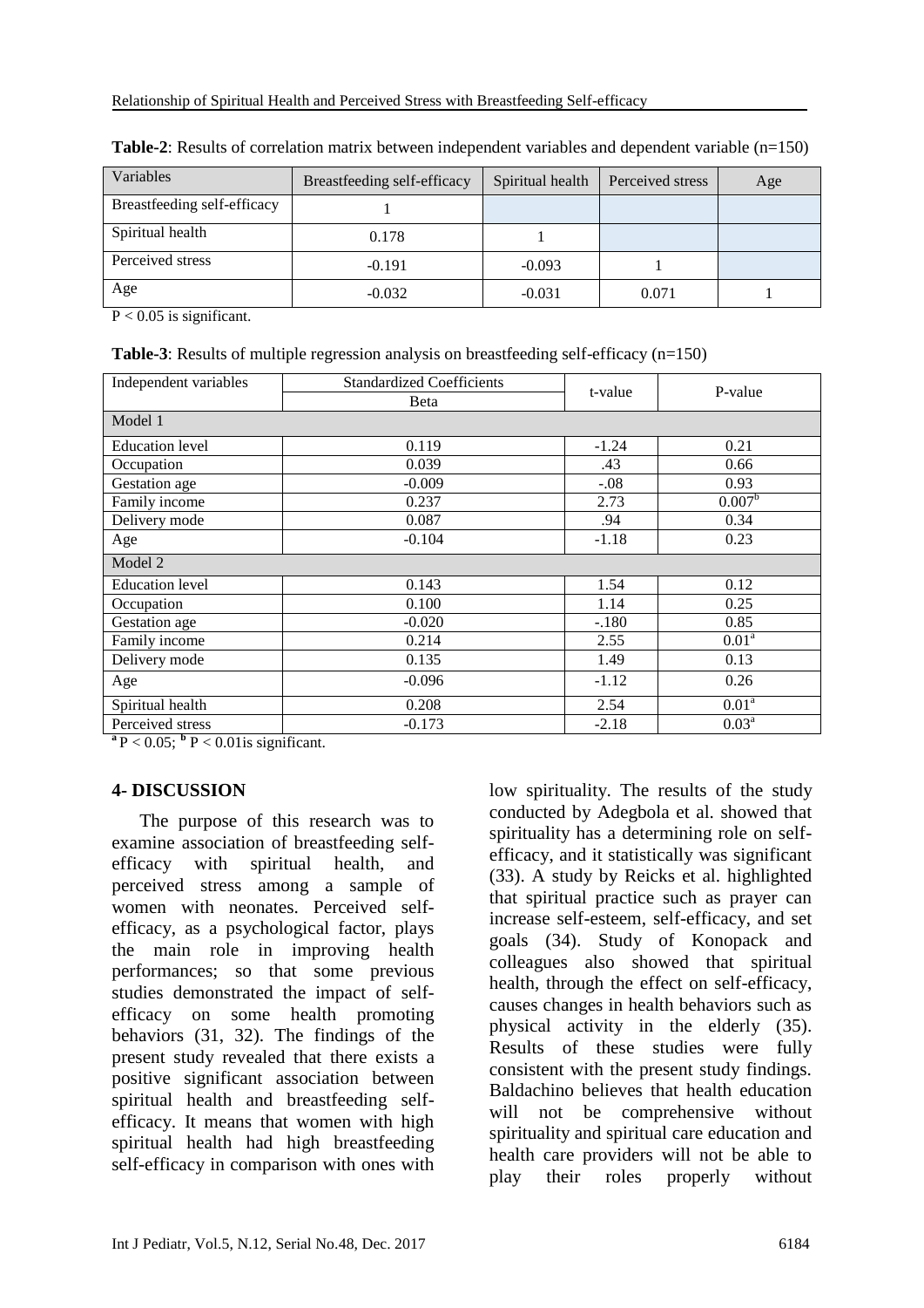**Table-2**: Results of correlation matrix between independent variables and dependent variable (n=150)

| Variables | Breastfeeding self-efficacy | Spiritual health | Perceived stress | Age |
|---|---|---|---|---|
| Breastfeeding self-efficacy | 1 | | | |
| Spiritual health | 0.178 | 1 | | |
| Perceived stress | -0.191 | -0.093 | 1 | |
| Age | -0.032 | -0.031 | 0.071 | 1 |

$P < 0.05$ is significant.

**Table-3**: Results of multiple regression analysis on breastfeeding self-efficacy (n=150)

| Independent variables | Standardized Coefficients | t-value | P-value |
|---|---|---|---|
| | Beta | | |
| Model 1 | | | |
| Education level | 0.119 | -1.24 | 0.21 |
| Occupation | 0.039 | .43 | 0.66 |
| Gestation age | -0.009 | -.08 | 0.93 |
| Family income | 0.237 | 2.73 | 0.007[b] |
| Delivery mode | 0.087 | .94 | 0.34 |
| Age | -0.104 | -1.18 | 0.23 |
| Model 2 | | | |
| Education level | 0.143 | 1.54 | 0.12 |
| Occupation | 0.100 | 1.14 | 0.25 |
| Gestation age | -0.020 | -.180 | 0.85 |
| Family income | 0.214 | 2.55 | 0.01[a] |
| Delivery mode | 0.135 | 1.49 | 0.13 |
| Age | -0.096 | -1.12 | 0.26 |
| Spiritual health | 0.208 | 2.54 | 0.01[a] |
| Perceived stress | -0.173 | -2.18 | 0.03[a] |

[a] $P < 0.05$; [b] $P < 0.01$is significant.

## 4- DISCUSSION

The purpose of this research was to examine association of breastfeeding self-efficacy with spiritual health, and perceived stress among a sample of women with neonates. Perceived self-efficacy, as a psychological factor, plays the main role in improving health performances; so that some previous studies demonstrated the impact of self-efficacy on some health promoting behaviors (31, 32). The findings of the present study revealed that there exists a positive significant association between spiritual health and breastfeeding self-efficacy. It means that women with high spiritual health had high breastfeeding self-efficacy in comparison with ones with low spirituality. The results of the study conducted by Adegbola et al. showed that spirituality has a determining role on self-efficacy, and it statistically was significant (33). A study by Reicks et al. highlighted that spiritual practice such as prayer can increase self-esteem, self-efficacy, and set goals (34). Study of Konopack and colleagues also showed that spiritual health, through the effect on self-efficacy, causes changes in health behaviors such as physical activity in the elderly (35). Results of these studies were fully consistent with the present study findings. Baldachino believes that health education will not be comprehensive without spirituality and spiritual care education and health care providers will not be able to play their roles properly without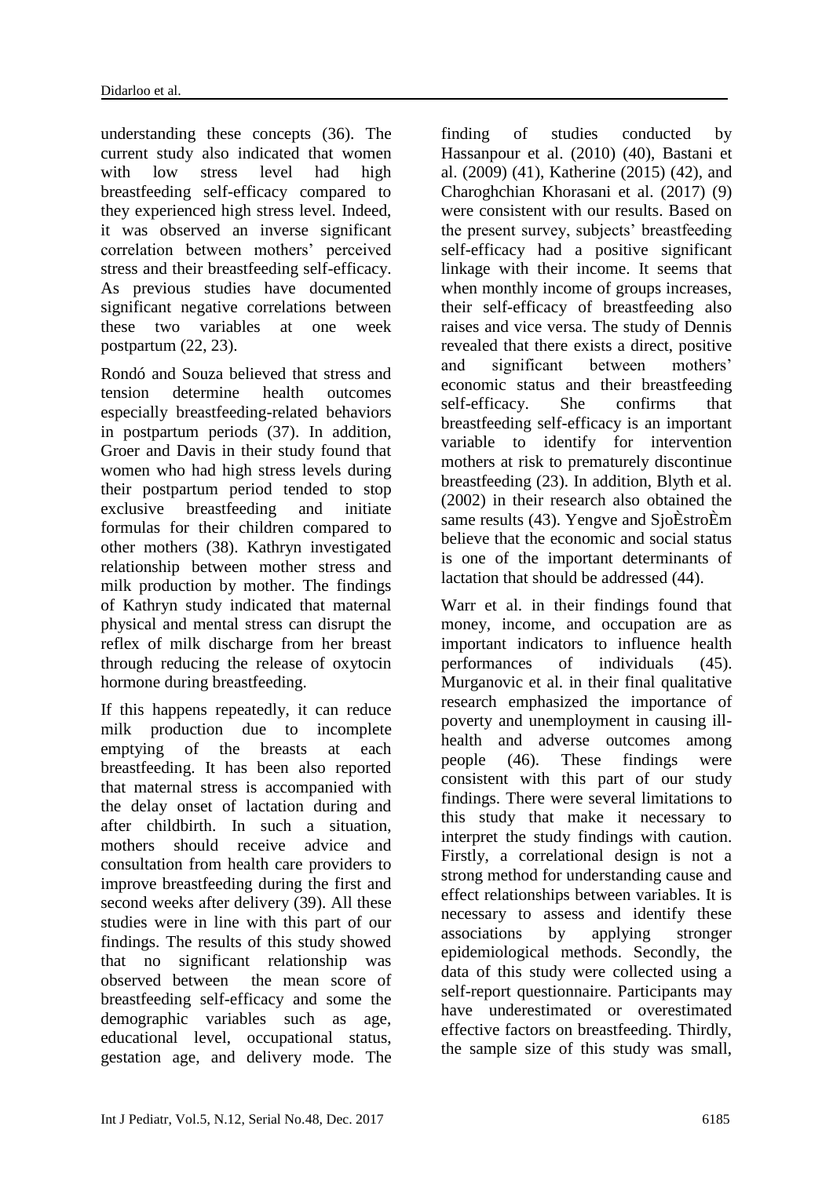understanding these concepts (36). The current study also indicated that women with low stress level had high breastfeeding self-efficacy compared to they experienced high stress level. Indeed, it was observed an inverse significant correlation between mothers' perceived stress and their breastfeeding self-efficacy. As previous studies have documented significant negative correlations between these two variables at one week postpartum (22, 23).

Rondó and Souza believed that stress and tension determine health outcomes especially breastfeeding-related behaviors in postpartum periods (37). In addition, Groer and Davis in their study found that women who had high stress levels during their postpartum period tended to stop exclusive breastfeeding and initiate formulas for their children compared to other mothers (38). Kathryn investigated relationship between mother stress and milk production by mother. The findings of Kathryn study indicated that maternal physical and mental stress can disrupt the reflex of milk discharge from her breast through reducing the release of oxytocin hormone during breastfeeding.

If this happens repeatedly, it can reduce milk production due to incomplete emptying of the breasts at each breastfeeding. It has been also reported that maternal stress is accompanied with the delay onset of lactation during and after childbirth. In such a situation, mothers should receive advice and consultation from health care providers to improve breastfeeding during the first and second weeks after delivery (39). All these studies were in line with this part of our findings. The results of this study showed that no significant relationship was observed between the mean score of breastfeeding self-efficacy and some the demographic variables such as age, educational level, occupational status, gestation age, and delivery mode. The finding of studies conducted by Hassanpour et al. (2010) (40), Bastani et al. (2009) (41), Katherine (2015) (42), and Charoghchian Khorasani et al. (2017) (9) were consistent with our results. Based on the present survey, subjects' breastfeeding self-efficacy had a positive significant linkage with their income. It seems that when monthly income of groups increases, their self-efficacy of breastfeeding also raises and vice versa. The study of Dennis revealed that there exists a direct, positive and significant between mothers' economic status and their breastfeeding self-efficacy. She confirms that breastfeeding self-efficacy is an important variable to identify for intervention mothers at risk to prematurely discontinue breastfeeding (23). In addition, Blyth et al. (2002) in their research also obtained the same results (43). Yengve and SjoÈstroÈm believe that the economic and social status is one of the important determinants of lactation that should be addressed (44).

Warr et al. in their findings found that money, income, and occupation are as important indicators to influence health performances of individuals (45). Murganovic et al. in their final qualitative research emphasized the importance of poverty and unemployment in causing ill-health and adverse outcomes among people (46). These findings were consistent with this part of our study findings. There were several limitations to this study that make it necessary to interpret the study findings with caution. Firstly, a correlational design is not a strong method for understanding cause and effect relationships between variables. It is necessary to assess and identify these associations by applying stronger epidemiological methods. Secondly, the data of this study were collected using a self-report questionnaire. Participants may have underestimated or overestimated effective factors on breastfeeding. Thirdly, the sample size of this study was small,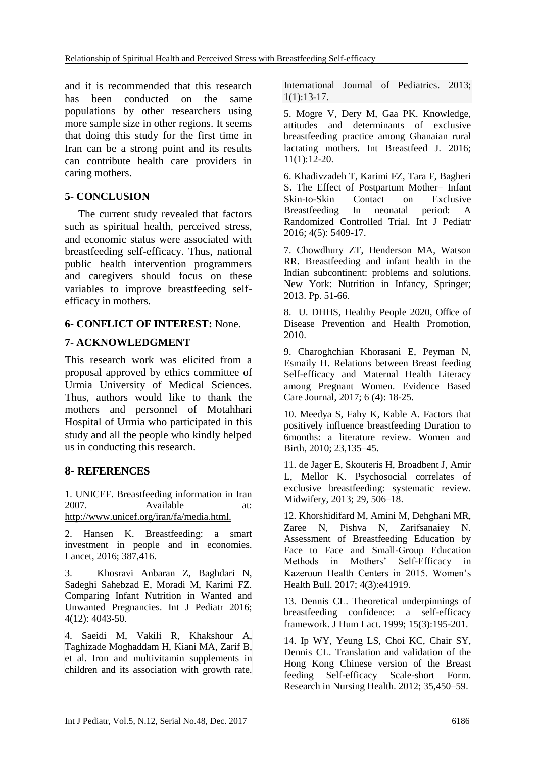and it is recommended that this research has been conducted on the same populations by other researchers using more sample size in other regions. It seems that doing this study for the first time in Iran can be a strong point and its results can contribute health care providers in caring mothers.

## 5- CONCLUSION

The current study revealed that factors such as spiritual health, perceived stress, and economic status were associated with breastfeeding self-efficacy. Thus, national public health intervention programmers and caregivers should focus on these variables to improve breastfeeding self-efficacy in mothers.

## 6- CONFLICT OF INTEREST: None.

## 7- ACKNOWLEDGMENT

This research work was elicited from a proposal approved by ethics committee of Urmia University of Medical Sciences. Thus, authors would like to thank the mothers and personnel of Motahhari Hospital of Urmia who participated in this study and all the people who kindly helped us in conducting this research.

## 8- REFERENCES

1. UNICEF. Breastfeeding information in Iran 2007. Available at: http://www.unicef.org/iran/fa/media.html.

2. Hansen K. Breastfeeding: a smart investment in people and in economies. Lancet, 2016; 387,416.

3. Khosravi Anbaran Z, Baghdari N, Sadeghi Sahebzad E, Moradi M, Karimi FZ. Comparing Infant Nutrition in Wanted and Unwanted Pregnancies. Int J Pediatr 2016; 4(12): 4043-50.

4. Saeidi M, Vakili R, Khakshour A, Taghizade Moghaddam H, Kiani MA, Zarif B, et al. Iron and multivitamin supplements in children and its association with growth rate. International Journal of Pediatrics. 2013; 1(1):13-17.

5. Mogre V, Dery M, Gaa PK. Knowledge, attitudes and determinants of exclusive breastfeeding practice among Ghanaian rural lactating mothers. Int Breastfeed J. 2016; 11(1):12-20.

6. Khadivzadeh T, Karimi FZ, Tara F, Bagheri S. The Effect of Postpartum Mother– Infant Skin-to-Skin Contact on Exclusive Breastfeeding In neonatal period: A Randomized Controlled Trial. Int J Pediatr 2016; 4(5): 5409-17.

7. Chowdhury ZT, Henderson MA, Watson RR. Breastfeeding and infant health in the Indian subcontinent: problems and solutions. New York: Nutrition in Infancy, Springer; 2013. Pp. 51-66.

8. U. DHHS, Healthy People 2020, Office of Disease Prevention and Health Promotion, 2010.

9. Charoghchian Khorasani E, Peyman N, Esmaily H. Relations between Breast feeding Self-efficacy and Maternal Health Literacy among Pregnant Women. Evidence Based Care Journal, 2017; 6 (4): 18-25.

10. Meedya S, Fahy K, Kable A. Factors that positively influence breastfeeding Duration to 6months: a literature review. Women and Birth, 2010; 23,135–45.

11. de Jager E, Skouteris H, Broadbent J, Amir L, Mellor K. Psychosocial correlates of exclusive breastfeeding: systematic review. Midwifery, 2013; 29, 506–18.

12. Khorshidifard M, Amini M, Dehghani MR, Zaree N, Pishva N, Zarifsanaiey N. Assessment of Breastfeeding Education by Face to Face and Small-Group Education Methods in Mothers' Self-Efficacy in Kazeroun Health Centers in 2015. Women's Health Bull. 2017; 4(3):e41919.

13. Dennis CL. Theoretical underpinnings of breastfeeding confidence: a self-efficacy framework. J Hum Lact. 1999; 15(3):195-201.

14. Ip WY, Yeung LS, Choi KC, Chair SY, Dennis CL. Translation and validation of the Hong Kong Chinese version of the Breast feeding Self-efficacy Scale-short Form. Research in Nursing Health. 2012; 35,450–59.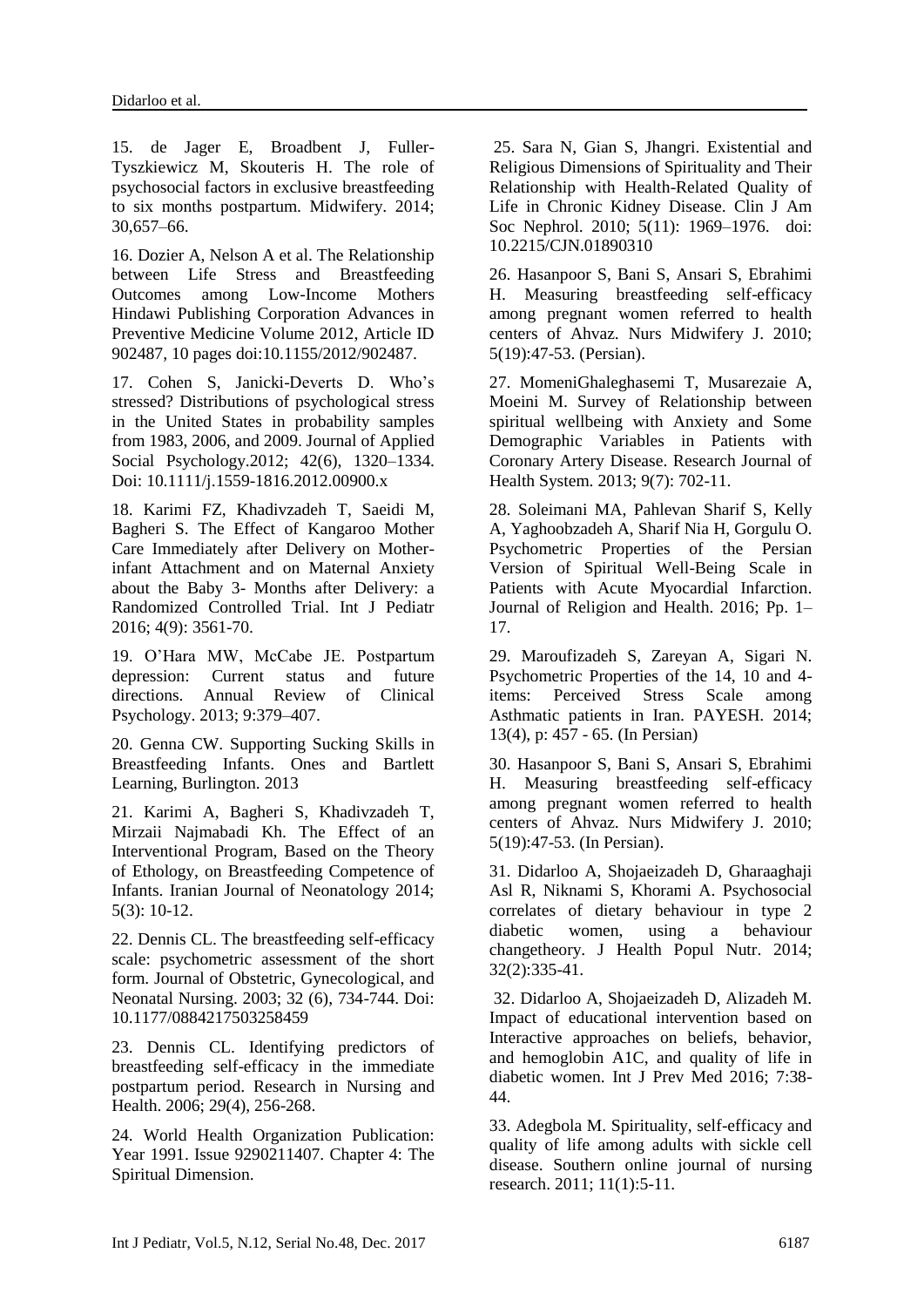15. de Jager E, Broadbent J, Fuller-Tyszkiewicz M, Skouteris H. The role of psychosocial factors in exclusive breastfeeding to six months postpartum. Midwifery. 2014; 30,657–66.

16. Dozier A, Nelson A et al. The Relationship between Life Stress and Breastfeeding Outcomes among Low-Income Mothers Hindawi Publishing Corporation Advances in Preventive Medicine Volume 2012, Article ID 902487, 10 pages doi:10.1155/2012/902487.

17. Cohen S, Janicki-Deverts D. Who's stressed? Distributions of psychological stress in the United States in probability samples from 1983, 2006, and 2009. Journal of Applied Social Psychology.2012; 42(6), 1320–1334. Doi: 10.1111/j.1559-1816.2012.00900.x

18. Karimi FZ, Khadivzadeh T, Saeidi M, Bagheri S. The Effect of Kangaroo Mother Care Immediately after Delivery on Mother-infant Attachment and on Maternal Anxiety about the Baby 3- Months after Delivery: a Randomized Controlled Trial. Int J Pediatr 2016; 4(9): 3561-70.

19. O'Hara MW, McCabe JE. Postpartum depression: Current status and future directions. Annual Review of Clinical Psychology. 2013; 9:379–407.

20. Genna CW. Supporting Sucking Skills in Breastfeeding Infants. Ones and Bartlett Learning, Burlington. 2013

21. Karimi A, Bagheri S, Khadivzadeh T, Mirzaii Najmabadi Kh. The Effect of an Interventional Program, Based on the Theory of Ethology, on Breastfeeding Competence of Infants. Iranian Journal of Neonatology 2014; 5(3): 10-12.

22. Dennis CL. The breastfeeding self-efficacy scale: psychometric assessment of the short form. Journal of Obstetric, Gynecological, and Neonatal Nursing. 2003; 32 (6), 734-744. Doi: 10.1177/0884217503258459

23. Dennis CL. Identifying predictors of breastfeeding self-efficacy in the immediate postpartum period. Research in Nursing and Health. 2006; 29(4), 256-268.

24. World Health Organization Publication: Year 1991. Issue 9290211407. Chapter 4: The Spiritual Dimension.

25. Sara N, Gian S, Jhangri. Existential and Religious Dimensions of Spirituality and Their Relationship with Health-Related Quality of Life in Chronic Kidney Disease. Clin J Am Soc Nephrol. 2010; 5(11): 1969–1976. doi: 10.2215/CJN.01890310

26. Hasanpoor S, Bani S, Ansari S, Ebrahimi H. Measuring breastfeeding self-efficacy among pregnant women referred to health centers of Ahvaz. Nurs Midwifery J. 2010; 5(19):47-53. (Persian).

27. MomeniGhaleghasemi T, Musarezaie A, Moeini M. Survey of Relationship between spiritual wellbeing with Anxiety and Some Demographic Variables in Patients with Coronary Artery Disease. Research Journal of Health System. 2013; 9(7): 702-11.

28. Soleimani MA, Pahlevan Sharif S, Kelly A, Yaghoobzadeh A, Sharif Nia H, Gorgulu O. Psychometric Properties of the Persian Version of Spiritual Well-Being Scale in Patients with Acute Myocardial Infarction. Journal of Religion and Health. 2016; Pp. 1–17.

29. Maroufizadeh S, Zareyan A, Sigari N. Psychometric Properties of the 14, 10 and 4-items: Perceived Stress Scale among Asthmatic patients in Iran. PAYESH. 2014; 13(4), p: 457 - 65. (In Persian)

30. Hasanpoor S, Bani S, Ansari S, Ebrahimi H. Measuring breastfeeding self-efficacy among pregnant women referred to health centers of Ahvaz. Nurs Midwifery J. 2010; 5(19):47-53. (In Persian).

31. Didarloo A, Shojaeizadeh D, Gharaaghaji Asl R, Niknami S, Khorami A. Psychosocial correlates of dietary behaviour in type 2 diabetic women, using a behaviour changetheory. J Health Popul Nutr. 2014; 32(2):335-41.

32. Didarloo A, Shojaeizadeh D, Alizadeh M. Impact of educational intervention based on Interactive approaches on beliefs, behavior, and hemoglobin A1C, and quality of life in diabetic women. Int J Prev Med 2016; 7:38-44.

33. Adegbola M. Spirituality, self-efficacy and quality of life among adults with sickle cell disease. Southern online journal of nursing research. 2011; 11(1):5-11.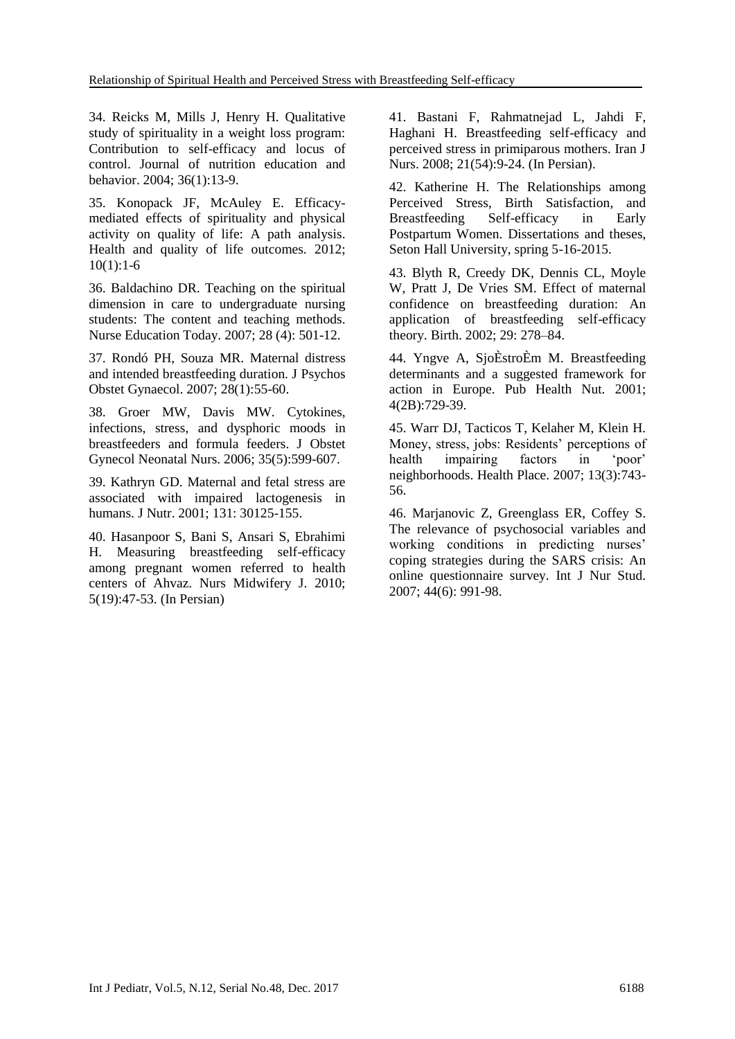34. Reicks M, Mills J, Henry H. Qualitative study of spirituality in a weight loss program: Contribution to self-efficacy and locus of control. Journal of nutrition education and behavior. 2004; 36(1):13-9.

35. Konopack JF, McAuley E. Efficacy-mediated effects of spirituality and physical activity on quality of life: A path analysis. Health and quality of life outcomes. 2012; 10(1):1-6

36. Baldachino DR. Teaching on the spiritual dimension in care to undergraduate nursing students: The content and teaching methods. Nurse Education Today. 2007; 28 (4): 501-12.

37. Rondó PH, Souza MR. Maternal distress and intended breastfeeding duration. J Psychos Obstet Gynaecol. 2007; 28(1):55-60.

38. Groer MW, Davis MW. Cytokines, infections, stress, and dysphoric moods in breastfeeders and formula feeders. J Obstet Gynecol Neonatal Nurs. 2006; 35(5):599-607.

39. Kathryn GD. Maternal and fetal stress are associated with impaired lactogenesis in humans. J Nutr. 2001; 131: 30125-155.

40. Hasanpoor S, Bani S, Ansari S, Ebrahimi H. Measuring breastfeeding self-efficacy among pregnant women referred to health centers of Ahvaz. Nurs Midwifery J. 2010; 5(19):47-53. (In Persian)

41. Bastani F, Rahmatnejad L, Jahdi F, Haghani H. Breastfeeding self-efficacy and perceived stress in primiparous mothers. Iran J Nurs. 2008; 21(54):9-24. (In Persian).

42. Katherine H. The Relationships among Perceived Stress, Birth Satisfaction, and Breastfeeding Self-efficacy in Early Postpartum Women. Dissertations and theses, Seton Hall University, spring 5-16-2015.

43. Blyth R, Creedy DK, Dennis CL, Moyle W, Pratt J, De Vries SM. Effect of maternal confidence on breastfeeding duration: An application of breastfeeding self-efficacy theory. Birth. 2002; 29: 278–84.

44. Yngve A, SjoÈstroÈm M. Breastfeeding determinants and a suggested framework for action in Europe. Pub Health Nut. 2001; 4(2B):729-39.

45. Warr DJ, Tacticos T, Kelaher M, Klein H. Money, stress, jobs: Residents' perceptions of health impairing factors in 'poor' neighborhoods. Health Place. 2007; 13(3):743-56.

46. Marjanovic Z, Greenglass ER, Coffey S. The relevance of psychosocial variables and working conditions in predicting nurses' coping strategies during the SARS crisis: An online questionnaire survey. Int J Nur Stud. 2007; 44(6): 991-98.